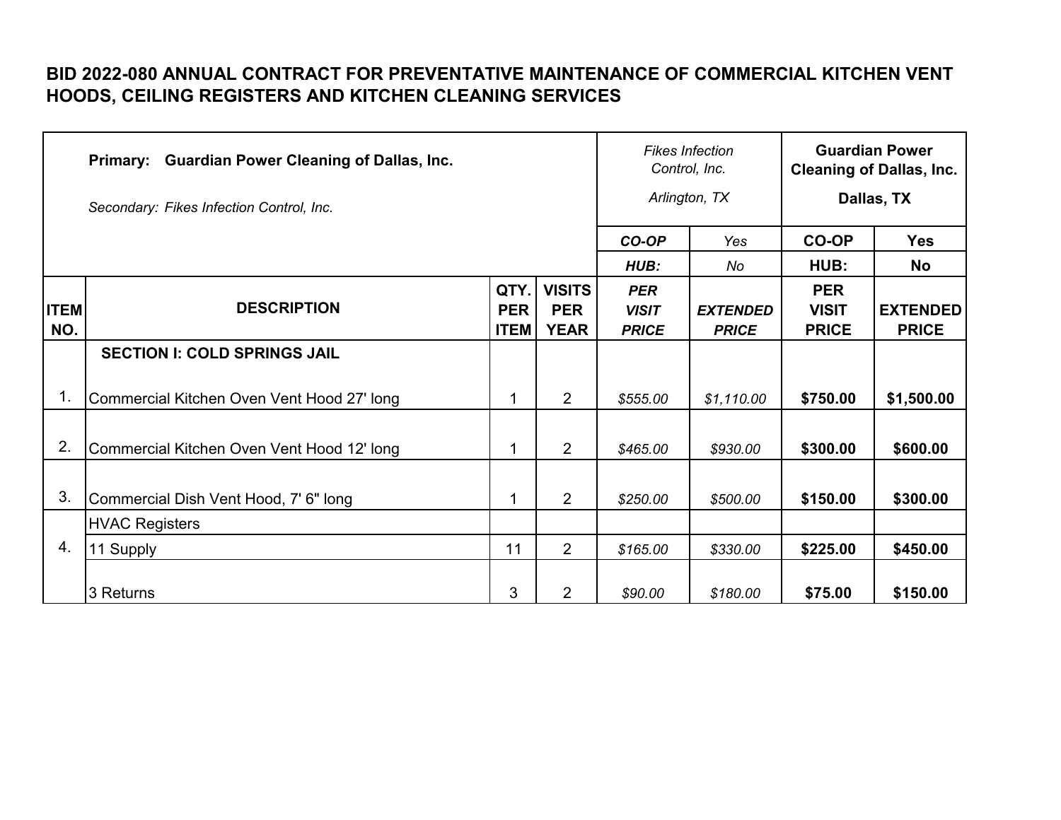# BID 2022-080 ANNUAL CONTRACT FOR PREVENTATIVE MAINTENANCE OF COMMERCIAL KITCHEN VENT HOODS, CEILING REGISTERS AND KITCHEN CLEANING SERVICES

| | **Primary: Guardian Power Cleaning of Dallas, Inc.**<br>*Secondary: Fikes Infection Control, Inc.* | | | *Fikes Infection Control, Inc.*<br>*Arlington, TX* | | **Guardian Power Cleaning of Dallas, Inc.**<br>**Dallas, TX** | |
|---|---|---|---|---|---|---|---|
| | | | | ***CO-OP*** | *Yes* | **CO-OP** | **Yes** |
| | | | | ***HUB:*** | *No* | **HUB:** | **No** |
| **ITEM NO.** | **DESCRIPTION** | **QTY. PER ITEM** | **VISITS PER YEAR** | ***PER VISIT PRICE*** | ***EXTENDED PRICE*** | **PER VISIT PRICE** | **EXTENDED PRICE** |
| | **SECTION I: COLD SPRINGS JAIL** | | | | | | |
| 1. | Commercial Kitchen Oven Vent Hood 27' long | 1 | 2 | *$555.00* | *$1,110.00* | **$750.00** | **$1,500.00** |
| 2. | Commercial Kitchen Oven Vent Hood 12' long | 1 | 2 | *$465.00* | *$930.00* | **$300.00** | **$600.00** |
| 3. | Commercial Dish Vent Hood, 7' 6" long | 1 | 2 | *$250.00* | *$500.00* | **$150.00** | **$300.00** |
| 4. | HVAC Registers | | | | | | |
| | 11 Supply | 11 | 2 | *$165.00* | *$330.00* | **$225.00** | **$450.00** |
| | 3 Returns | 3 | 2 | *$90.00* | *$180.00* | **$75.00** | **$150.00** |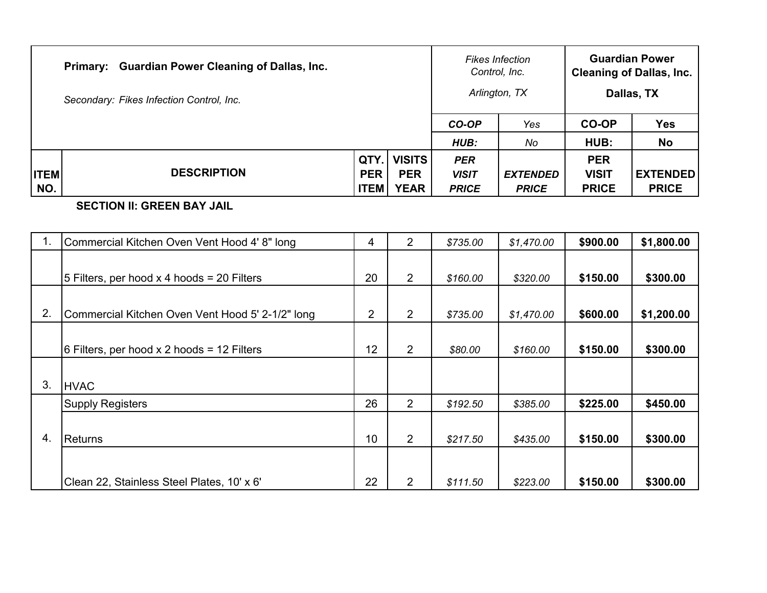| | **Primary: Guardian Power Cleaning of Dallas, Inc.**<br><br>*Secondary: Fikes Infection Control, Inc.* | | | *Fikes Infection Control, Inc.*<br><br>*Arlington, TX* | | **Guardian Power Cleaning of Dallas, Inc.**<br><br>**Dallas, TX** | |
|---|---|---|---|---|---|---|---|
| | | | | ***CO-OP*** | *Yes* | **CO-OP** | **Yes** |
| | | | | ***HUB:*** | *No* | **HUB:** | **No** |
| **ITEM NO.** | **DESCRIPTION** | **QTY. PER ITEM** | **VISITS PER YEAR** | ***PER VISIT PRICE*** | ***EXTENDED PRICE*** | **PER VISIT PRICE** | **EXTENDED PRICE** |
| | **SECTION II: GREEN BAY JAIL** | | | | | | |
| 1. | Commercial Kitchen Oven Vent Hood 4' 8" long | 4 | 2 | *$735.00* | *$1,470.00* | **$900.00** | **$1,800.00** |
| | 5 Filters, per hood x 4 hoods = 20 Filters | 20 | 2 | *$160.00* | *$320.00* | **$150.00** | **$300.00** |
| 2. | Commercial Kitchen Oven Vent Hood 5' 2-1/2" long | 2 | 2 | *$735.00* | *$1,470.00* | **$600.00** | **$1,200.00** |
| | 6 Filters, per hood x 2 hoods = 12 Filters | 12 | 2 | *$80.00* | *$160.00* | **$150.00** | **$300.00** |
| 3. | HVAC | | | | | | |
| | Supply Registers | 26 | 2 | *$192.50* | *$385.00* | **$225.00** | **$450.00** |
| 4. | Returns | 10 | 2 | *$217.50* | *$435.00* | **$150.00** | **$300.00** |
| | Clean 22, Stainless Steel Plates, 10' x 6' | 22 | 2 | *$111.50* | *$223.00* | **$150.00** | **$300.00** |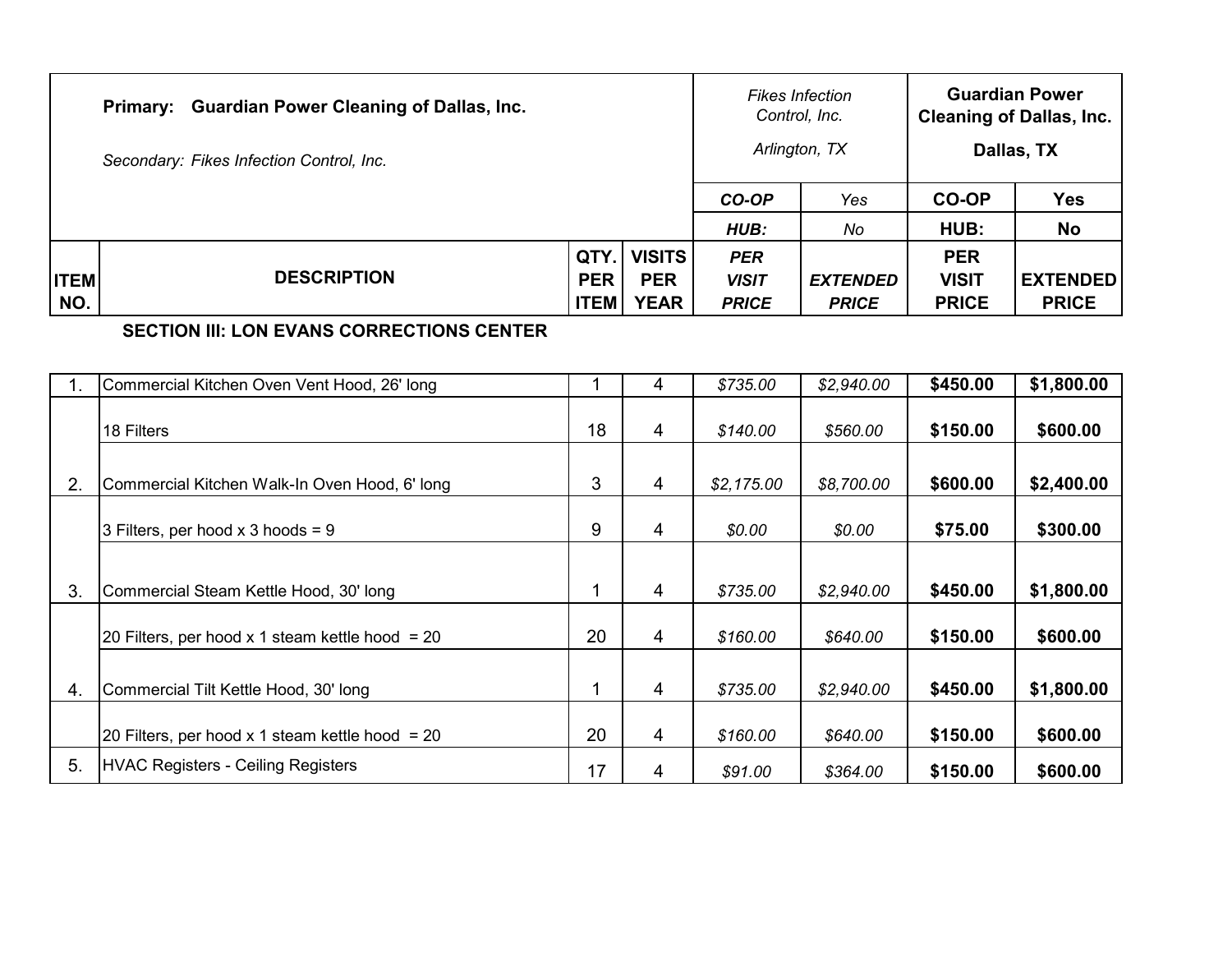| | **Primary: Guardian Power Cleaning of Dallas, Inc.**<br><br>*Secondary: Fikes Infection Control, Inc.* | | | *Fikes Infection Control, Inc.*<br><br>*Arlington, TX* | | **Guardian Power Cleaning of Dallas, Inc.**<br><br>**Dallas, TX** | |
|---|---|---|---|---|---|---|---|
| | | | | ***CO-OP*** | *Yes* | **CO-OP** | **Yes** |
| | | | | ***HUB:*** | *No* | **HUB:** | **No** |
| **ITEM NO.** | **DESCRIPTION** | **QTY. PER ITEM** | **VISITS PER YEAR** | ***PER VISIT PRICE*** | ***EXTENDED PRICE*** | **PER VISIT PRICE** | **EXTENDED PRICE** |
| | **SECTION III: LON EVANS CORRECTIONS CENTER** | | | | | | |
| 1. | Commercial Kitchen Oven Vent Hood, 26' long | 1 | 4 | *$735.00* | *$2,940.00* | **$450.00** | **$1,800.00** |
| | 18 Filters | 18 | 4 | *$140.00* | *$560.00* | **$150.00** | **$600.00** |
| 2. | Commercial Kitchen Walk-In Oven Hood, 6' long | 3 | 4 | *$2,175.00* | *$8,700.00* | **$600.00** | **$2,400.00** |
| | 3 Filters, per hood x 3 hoods = 9 | 9 | 4 | *$0.00* | *$0.00* | **$75.00** | **$300.00** |
| 3. | Commercial Steam Kettle Hood, 30' long | 1 | 4 | *$735.00* | *$2,940.00* | **$450.00** | **$1,800.00** |
| | 20 Filters, per hood x 1 steam kettle hood = 20 | 20 | 4 | *$160.00* | *$640.00* | **$150.00** | **$600.00** |
| 4. | Commercial Tilt Kettle Hood, 30' long | 1 | 4 | *$735.00* | *$2,940.00* | **$450.00** | **$1,800.00** |
| | 20 Filters, per hood x 1 steam kettle hood = 20 | 20 | 4 | *$160.00* | *$640.00* | **$150.00** | **$600.00** |
| 5. | HVAC Registers - Ceiling Registers | 17 | 4 | *$91.00* | *$364.00* | **$150.00** | **$600.00** |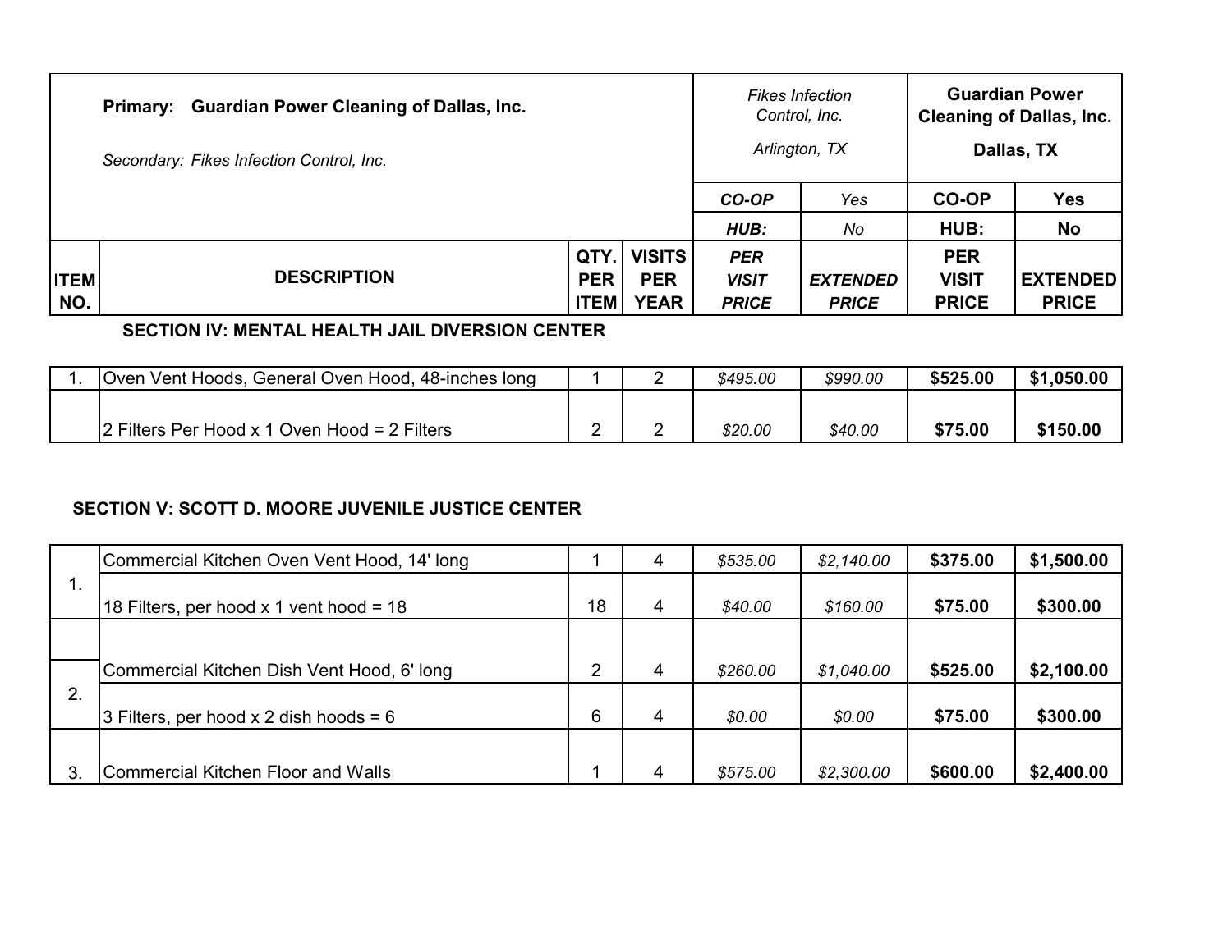| ITEM NO. | **Primary: Guardian Power Cleaning of Dallas, Inc.** *Secondary: Fikes Infection Control, Inc.* DESCRIPTION | QTY. PER ITEM | VISITS PER YEAR | *Fikes Infection Control, Inc. Arlington, TX* | | **Guardian Power Cleaning of Dallas, Inc. Dallas, TX** | |
|---|---|---|---|---|---|---|---|
| | | | | *CO-OP* | *Yes* | **CO-OP** | **Yes** |
| | | | | *HUB:* | *No* | **HUB:** | **No** |
| | | | | *PER VISIT PRICE* | *EXTENDED PRICE* | **PER VISIT PRICE** | **EXTENDED PRICE** |
| | **SECTION IV: MENTAL HEALTH JAIL DIVERSION CENTER** | | | | | | |
| 1. | Oven Vent Hoods, General Oven Hood, 48-inches long | 1 | 2 | *$495.00* | *$990.00* | **$525.00** | **$1,050.00** |
| | 2 Filters Per Hood x 1 Oven Hood = 2 Filters | 2 | 2 | *$20.00* | *$40.00* | **$75.00** | **$150.00** |
| | **SECTION V: SCOTT D. MOORE JUVENILE JUSTICE CENTER** | | | | | | |
| 1. | Commercial Kitchen Oven Vent Hood, 14' long | 1 | 4 | *$535.00* | *$2,140.00* | **$375.00** | **$1,500.00** |
| | 18 Filters, per hood x 1 vent hood = 18 | 18 | 4 | *$40.00* | *$160.00* | **$75.00** | **$300.00** |
| 2. | Commercial Kitchen Dish Vent Hood, 6' long | 2 | 4 | *$260.00* | *$1,040.00* | **$525.00** | **$2,100.00** |
| | 3 Filters, per hood x 2 dish hoods = 6 | 6 | 4 | *$0.00* | *$0.00* | **$75.00** | **$300.00** |
| 3. | Commercial Kitchen Floor and Walls | 1 | 4 | *$575.00* | *$2,300.00* | **$600.00** | **$2,400.00** |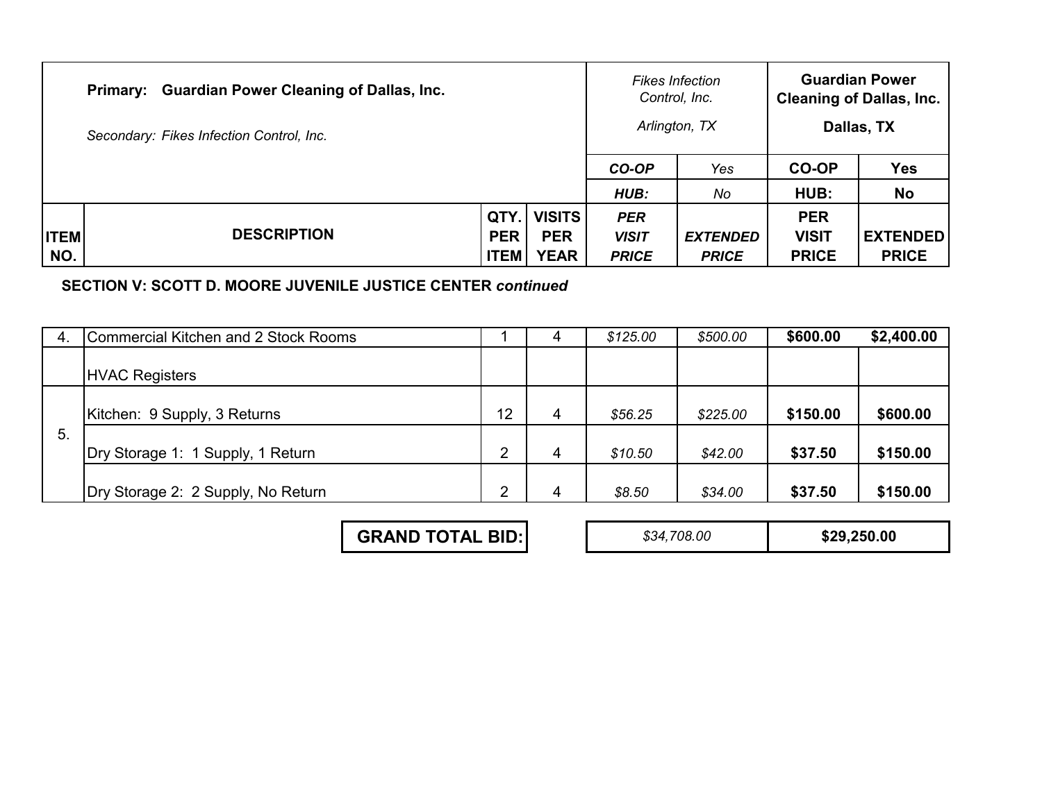| | | | | Fikes Infection Control, Inc. Arlington, TX | | **Guardian Power Cleaning of Dallas, Inc. Dallas, TX** | |
|---|---|---|---|---|---|---|---|
| | **Primary: Guardian Power Cleaning of Dallas, Inc.** *Secondary: Fikes Infection Control, Inc.* | | | ***CO-OP*** | *Yes* | **CO-OP** | **Yes** |
| | | | | ***HUB:*** | *No* | **HUB:** | **No** |
| **ITEM NO.** | **DESCRIPTION** | **QTY. PER ITEM** | **VISITS PER YEAR** | ***PER VISIT PRICE*** | ***EXTENDED PRICE*** | **PER VISIT PRICE** | **EXTENDED PRICE** |
| | **SECTION V: SCOTT D. MOORE JUVENILE JUSTICE CENTER *continued*** | | | | | | |
| 4. | Commercial Kitchen and 2 Stock Rooms | 1 | 4 | *$125.00* | *$500.00* | **$600.00** | **$2,400.00** |
| | HVAC Registers | | | | | | |
| 5. | Kitchen: 9 Supply, 3 Returns | 12 | 4 | *$56.25* | *$225.00* | **$150.00** | **$600.00** |
| | Dry Storage 1: 1 Supply, 1 Return | 2 | 4 | *$10.50* | *$42.00* | **$37.50** | **$150.00** |
| | Dry Storage 2: 2 Supply, No Return | 2 | 4 | *$8.50* | *$34.00* | **$37.50** | **$150.00** |
| | **GRAND TOTAL BID:** | | | *$34,708.00* | | **$29,250.00** | |